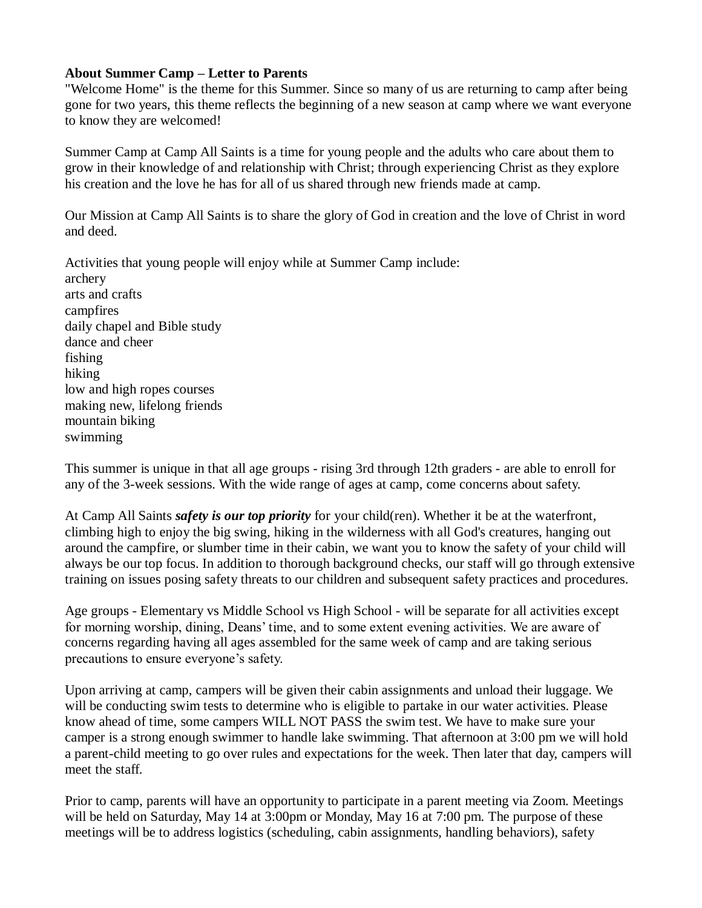**About Summer Camp – Letter to Parents**

"Welcome Home" is the theme for this Summer. Since so many of us are returning to camp after being gone for two years, this theme reflects the beginning of a new season at camp where we want everyone to know they are welcomed!

Summer Camp at Camp All Saints is a time for young people and the adults who care about them to grow in their knowledge of and relationship with Christ; through experiencing Christ as they explore his creation and the love he has for all of us shared through new friends made at camp.

Our Mission at Camp All Saints is to share the glory of God in creation and the love of Christ in word and deed.

Activities that young people will enjoy while at Summer Camp include:
archery
arts and crafts
campfires
daily chapel and Bible study
dance and cheer
fishing
hiking
low and high ropes courses
making new, lifelong friends
mountain biking
swimming

This summer is unique in that all age groups - rising 3rd through 12th graders - are able to enroll for any of the 3-week sessions. With the wide range of ages at camp, come concerns about safety.

At Camp All Saints ***safety is our top priority*** for your child(ren). Whether it be at the waterfront, climbing high to enjoy the big swing, hiking in the wilderness with all God's creatures, hanging out around the campfire, or slumber time in their cabin, we want you to know the safety of your child will always be our top focus. In addition to thorough background checks, our staff will go through extensive training on issues posing safety threats to our children and subsequent safety practices and procedures.

Age groups - Elementary vs Middle School vs High School - will be separate for all activities except for morning worship, dining, Deans' time, and to some extent evening activities. We are aware of concerns regarding having all ages assembled for the same week of camp and are taking serious precautions to ensure everyone's safety.

Upon arriving at camp, campers will be given their cabin assignments and unload their luggage. We will be conducting swim tests to determine who is eligible to partake in our water activities. Please know ahead of time, some campers WILL NOT PASS the swim test. We have to make sure your camper is a strong enough swimmer to handle lake swimming. That afternoon at 3:00 pm we will hold a parent-child meeting to go over rules and expectations for the week. Then later that day, campers will meet the staff.

Prior to camp, parents will have an opportunity to participate in a parent meeting via Zoom. Meetings will be held on Saturday, May 14 at 3:00pm or Monday, May 16 at 7:00 pm. The purpose of these meetings will be to address logistics (scheduling, cabin assignments, handling behaviors), safety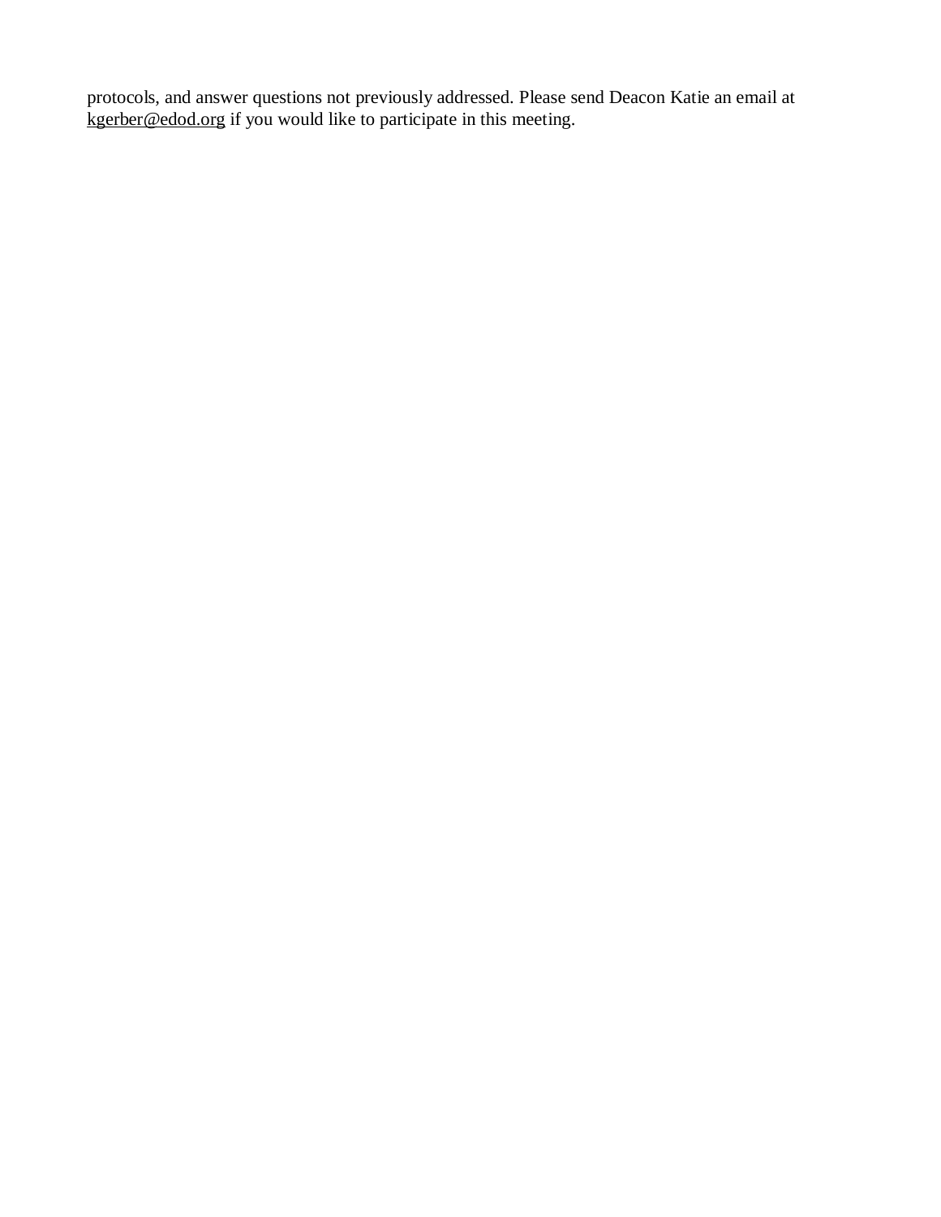protocols, and answer questions not previously addressed. Please send Deacon Katie an email at kgerber@edod.org if you would like to participate in this meeting.